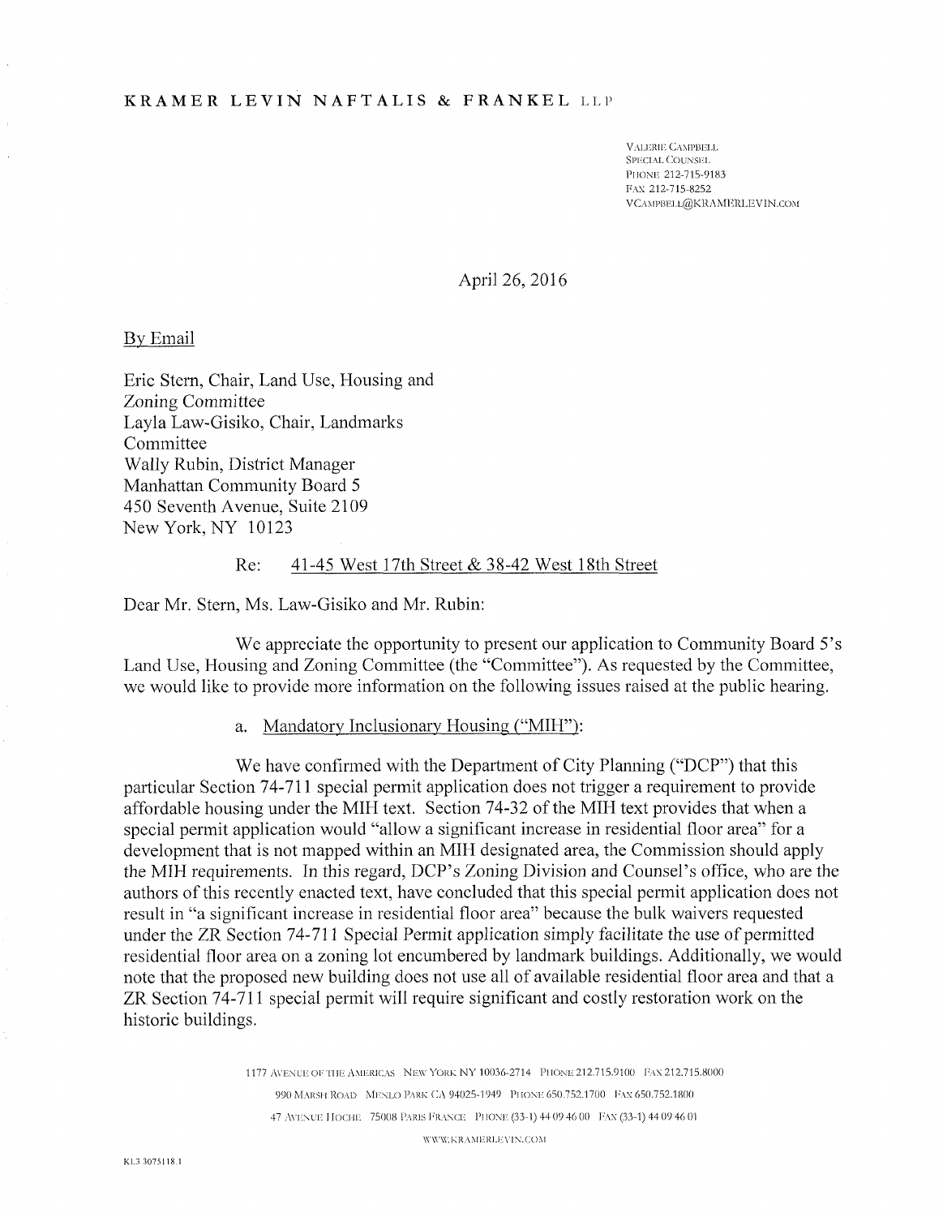KRAMER LEVIN NAFTALIS & FRANKEL LLP

VALERIE CAMPBELL
SPECIAL COUNSEL
PHONE 212-715-9183
FAX 212-715-8252
VCAMPBELL@KRAMERLEVIN.COM

April 26, 2016

By Email

Eric Stern, Chair, Land Use, Housing and Zoning Committee
Layla Law-Gisiko, Chair, Landmarks Committee
Wally Rubin, District Manager
Manhattan Community Board 5
450 Seventh Avenue, Suite 2109
New York, NY 10123

Re: 41-45 West 17th Street & 38-42 West 18th Street

Dear Mr. Stern, Ms. Law-Gisiko and Mr. Rubin:

We appreciate the opportunity to present our application to Community Board 5's Land Use, Housing and Zoning Committee (the "Committee"). As requested by the Committee, we would like to provide more information on the following issues raised at the public hearing.

a. Mandatory Inclusionary Housing ("MIH"):

We have confirmed with the Department of City Planning ("DCP") that this particular Section 74-711 special permit application does not trigger a requirement to provide affordable housing under the MIH text. Section 74-32 of the MIH text provides that when a special permit application would "allow a significant increase in residential floor area" for a development that is not mapped within an MIH designated area, the Commission should apply the MIH requirements. In this regard, DCP's Zoning Division and Counsel's office, who are the authors of this recently enacted text, have concluded that this special permit application does not result in "a significant increase in residential floor area" because the bulk waivers requested under the ZR Section 74-711 Special Permit application simply facilitate the use of permitted residential floor area on a zoning lot encumbered by landmark buildings. Additionally, we would note that the proposed new building does not use all of available residential floor area and that a ZR Section 74-711 special permit will require significant and costly restoration work on the historic buildings.

1177 AVENUE OF THE AMERICAS NEW YORK NY 10036-2714 PHONE 212.715.9100 FAX 212.715.8000
990 MARSH ROAD MENLO PARK CA 94025-1949 PHONE 650.752.1700 FAX 650.752.1800
47 AVENUE HOCHE 75008 PARIS FRANCE PHONE (33-1) 44 09 46 00 FAX (33-1) 44 09 46 01
WWW.KRAMERLEVIN.COM

KL3 3075118.1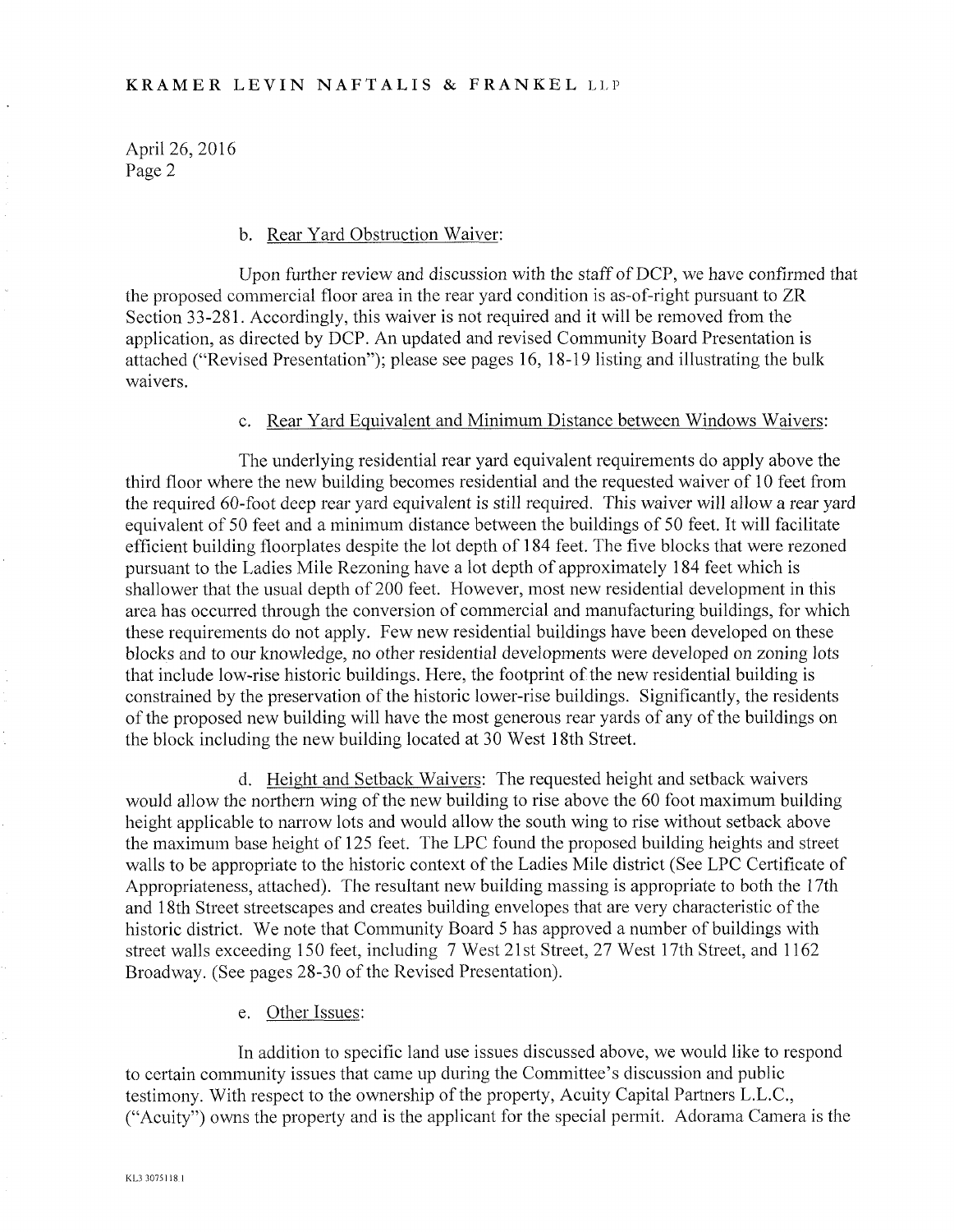b. Rear Yard Obstruction Waiver:

Upon further review and discussion with the staff of DCP, we have confirmed that the proposed commercial floor area in the rear yard condition is as-of-right pursuant to ZR Section 33-281. Accordingly, this waiver is not required and it will be removed from the application, as directed by DCP. An updated and revised Community Board Presentation is attached ("Revised Presentation"); please see pages 16, 18-19 listing and illustrating the bulk waivers.

c. Rear Yard Equivalent and Minimum Distance between Windows Waivers:

The underlying residential rear yard equivalent requirements do apply above the third floor where the new building becomes residential and the requested waiver of 10 feet from the required 60-foot deep rear yard equivalent is still required. This waiver will allow a rear yard equivalent of 50 feet and a minimum distance between the buildings of 50 feet. It will facilitate efficient building floorplates despite the lot depth of 184 feet. The five blocks that were rezoned pursuant to the Ladies Mile Rezoning have a lot depth of approximately 184 feet which is shallower that the usual depth of 200 feet. However, most new residential development in this area has occurred through the conversion of commercial and manufacturing buildings, for which these requirements do not apply. Few new residential buildings have been developed on these blocks and to our knowledge, no other residential developments were developed on zoning lots that include low-rise historic buildings. Here, the footprint of the new residential building is constrained by the preservation of the historic lower-rise buildings. Significantly, the residents of the proposed new building will have the most generous rear yards of any of the buildings on the block including the new building located at 30 West 18th Street.

d. Height and Setback Waivers: The requested height and setback waivers would allow the northern wing of the new building to rise above the 60 foot maximum building height applicable to narrow lots and would allow the south wing to rise without setback above the maximum base height of 125 feet. The LPC found the proposed building heights and street walls to be appropriate to the historic context of the Ladies Mile district (See LPC Certificate of Appropriateness, attached). The resultant new building massing is appropriate to both the 17th and 18th Street streetscapes and creates building envelopes that are very characteristic of the historic district. We note that Community Board 5 has approved a number of buildings with street walls exceeding 150 feet, including 7 West 21st Street, 27 West 17th Street, and 1162 Broadway. (See pages 28-30 of the Revised Presentation).

e. Other Issues:

In addition to specific land use issues discussed above, we would like to respond to certain community issues that came up during the Committee's discussion and public testimony. With respect to the ownership of the property, Acuity Capital Partners L.L.C., ("Acuity") owns the property and is the applicant for the special permit. Adorama Camera is the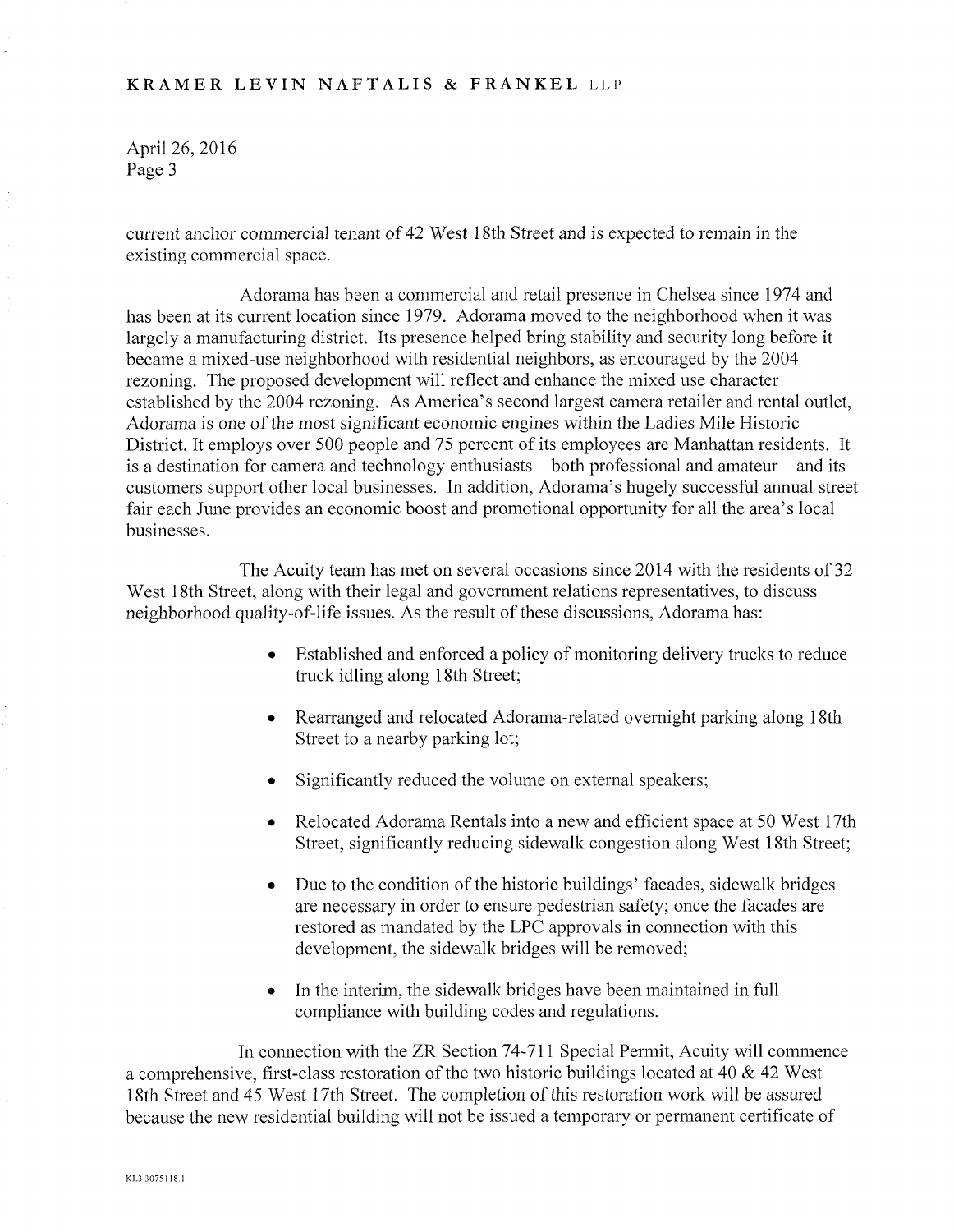current anchor commercial tenant of 42 West 18th Street and is expected to remain in the existing commercial space.

Adorama has been a commercial and retail presence in Chelsea since 1974 and has been at its current location since 1979. Adorama moved to the neighborhood when it was largely a manufacturing district. Its presence helped bring stability and security long before it became a mixed-use neighborhood with residential neighbors, as encouraged by the 2004 rezoning. The proposed development will reflect and enhance the mixed use character established by the 2004 rezoning. As America's second largest camera retailer and rental outlet, Adorama is one of the most significant economic engines within the Ladies Mile Historic District. It employs over 500 people and 75 percent of its employees are Manhattan residents. It is a destination for camera and technology enthusiasts—both professional and amateur—and its customers support other local businesses. In addition, Adorama's hugely successful annual street fair each June provides an economic boost and promotional opportunity for all the area's local businesses.

The Acuity team has met on several occasions since 2014 with the residents of 32 West 18th Street, along with their legal and government relations representatives, to discuss neighborhood quality-of-life issues. As the result of these discussions, Adorama has:

- Established and enforced a policy of monitoring delivery trucks to reduce truck idling along 18th Street;
- Rearranged and relocated Adorama-related overnight parking along 18th Street to a nearby parking lot;
- Significantly reduced the volume on external speakers;
- Relocated Adorama Rentals into a new and efficient space at 50 West 17th Street, significantly reducing sidewalk congestion along West 18th Street;
- Due to the condition of the historic buildings' facades, sidewalk bridges are necessary in order to ensure pedestrian safety; once the facades are restored as mandated by the LPC approvals in connection with this development, the sidewalk bridges will be removed;
- In the interim, the sidewalk bridges have been maintained in full compliance with building codes and regulations.

In connection with the ZR Section 74-711 Special Permit, Acuity will commence a comprehensive, first-class restoration of the two historic buildings located at 40 & 42 West 18th Street and 45 West 17th Street. The completion of this restoration work will be assured because the new residential building will not be issued a temporary or permanent certificate of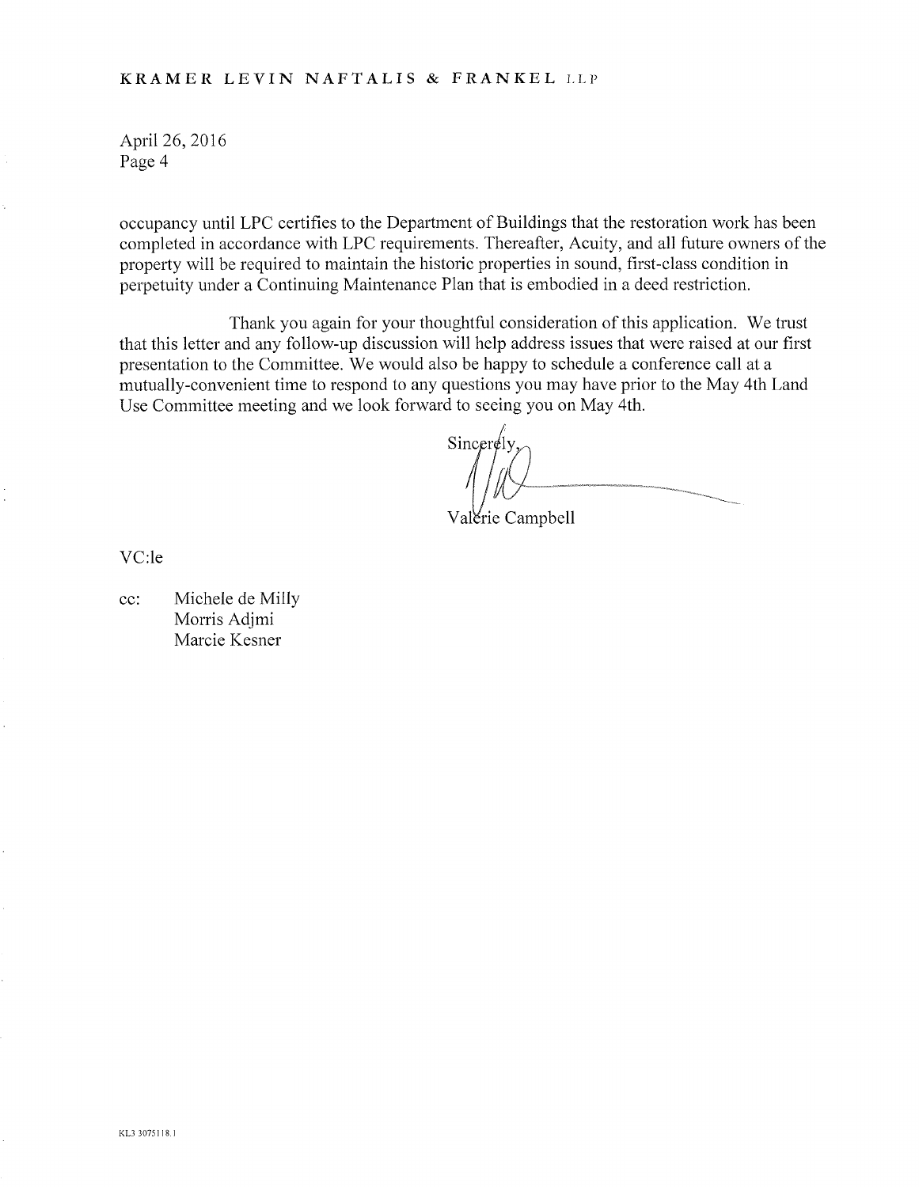occupancy until LPC certifies to the Department of Buildings that the restoration work has been completed in accordance with LPC requirements. Thereafter, Acuity, and all future owners of the property will be required to maintain the historic properties in sound, first-class condition in perpetuity under a Continuing Maintenance Plan that is embodied in a deed restriction.

Thank you again for your thoughtful consideration of this application. We trust that this letter and any follow-up discussion will help address issues that were raised at our first presentation to the Committee. We would also be happy to schedule a conference call at a mutually-convenient time to respond to any questions you may have prior to the May 4th Land Use Committee meeting and we look forward to seeing you on May 4th.

Sincerely,

Valerie Campbell

VC:le

cc: Michele de Milly
Morris Adjmi
Marcie Kesner

KL3 3075118.1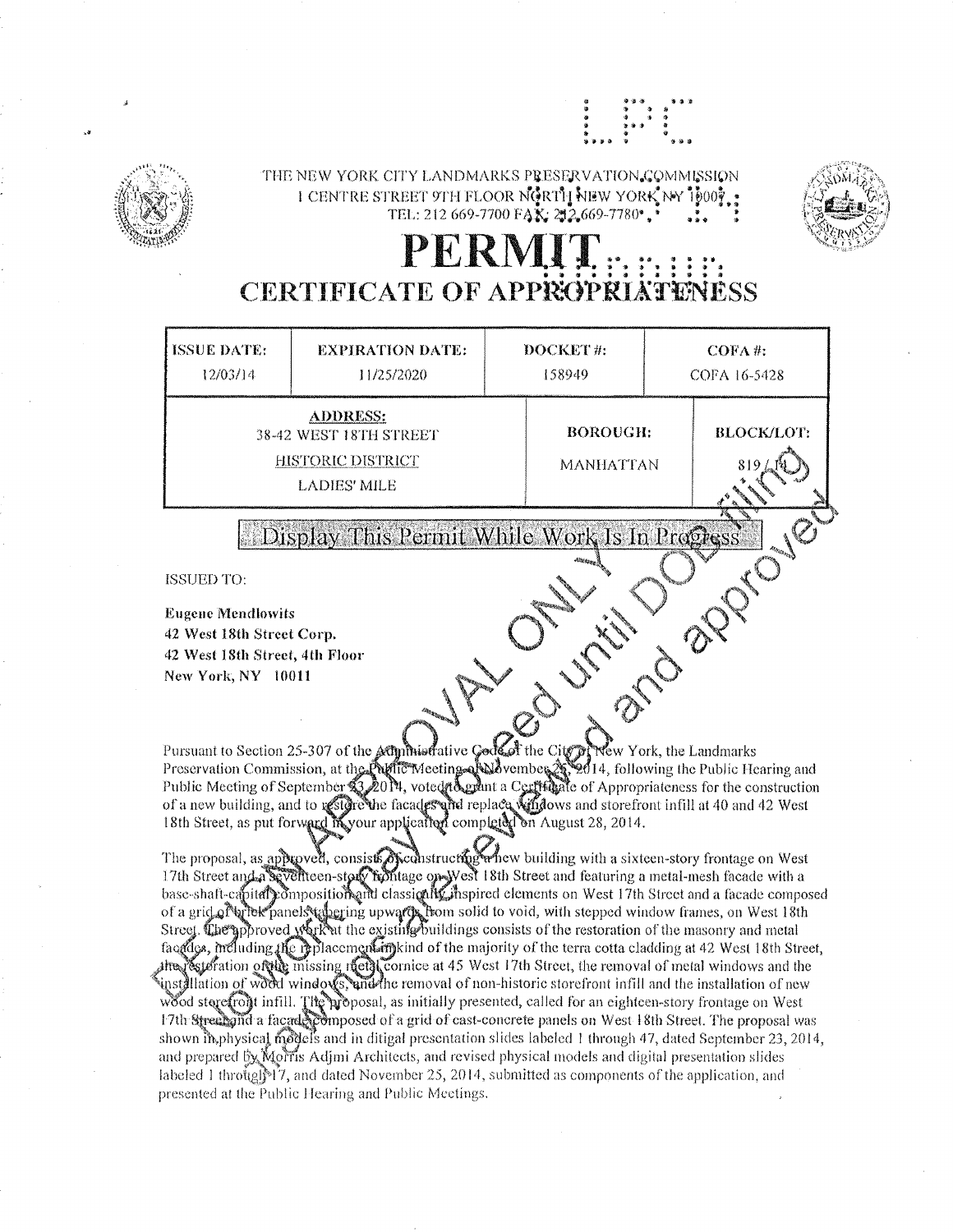LPC

THE NEW YORK CITY LANDMARKS PRESERVATION COMMISSION
1 CENTRE STREET 9TH FLOOR NORTH NEW YORK NY 10007
TEL: 212 669-7700 FAX: 212 669-7780

# PERMIT

## CERTIFICATE OF APPROPRIATENESS

| ISSUE DATE: | EXPIRATION DATE: | DOCKET #: | COFA #: |
|---|---|---|---|
| 12/03/14 | 11/25/2020 | 158949 | COFA 16-5428 |

| ADDRESS: | BOROUGH: | BLOCK/LOT: |
|---|---|---|
| 38-42 WEST 18TH STREET<br>HISTORIC DISTRICT<br>LADIES' MILE | MANHATTAN | 819 / 14 |

**Display This Permit While Work Is In Progress**

DESIGN APPROVAL ONLY
No work may proceed until DOB filing drawings are reviewed and approved

ISSUED TO:

**Eugene Mendlowits**
**42 West 18th Street Corp.**
**42 West 18th Street, 4th Floor**
**New York, NY 10011**

Pursuant to Section 25-307 of the Administrative Code of the City of New York, the Landmarks Preservation Commission, at the Public Meeting of November 25, 2014, following the Public Hearing and Public Meeting of September 23, 2014, voted to grant a Certificate of Appropriateness for the construction of a new building, and to restore the facades and replace windows and storefront infill at 40 and 42 West 18th Street, as put forward in your application completed on August 28, 2014.

The proposal, as approved, consists of constructing a new building with a sixteen-story frontage on West 17th Street and a seventeen-story frontage on West 18th Street and featuring a metal-mesh facade with a base-shaft-capital composition and classically inspired elements on West 17th Street and a facade composed of a grid of brick panels tapering upwards from solid to void, with stepped window frames, on West 18th Street. The approved work at the existing buildings consists of the restoration of the masonry and metal facades, including the replacement in-kind of the majority of the terra cotta cladding at 42 West 18th Street, the restoration of the missing metal cornice at 45 West 17th Street, the removal of metal windows and the installation of wood windows, and the removal of non-historic storefront infill and the installation of new wood storefront infill. The proposal, as initially presented, called for an eighteen-story frontage on West 17th Street and a facade composed of a grid of cast-concrete panels on West 18th Street. The proposal was shown in physical models and in ditigal presentation slides labeled 1 through 47, dated September 23, 2014, and prepared by Morris Adjmi Architects, and revised physical models and digital presentation slides labeled 1 through 17, and dated November 25, 2014, submitted as components of the application, and presented at the Public Hearing and Public Meetings.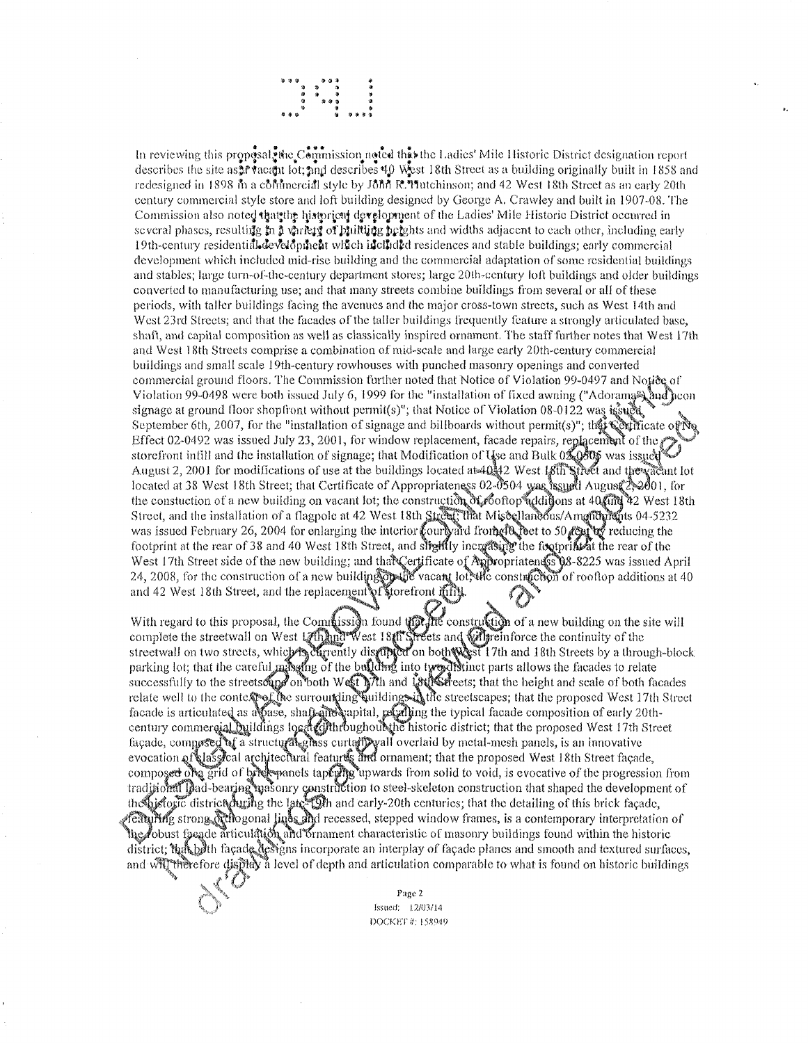In reviewing this proposal, the Commission noted that the Ladies' Mile Historic District designation report describes the site as a vacant lot; and describes 40 West 18th Street as a building originally built in 1858 and redesigned in 1898 in a commercial style by John R. Hutchinson; and 42 West 18th Street as an early 20th century commercial style store and loft building designed by George A. Crawley and built in 1907-08. The Commission also noted that the historical development of the Ladies' Mile Historic District occurred in several phases, resulting in a variety of building heights and widths adjacent to each other, including early 19th-century residential development which included residences and stable buildings; early commercial development which included mid-rise building and the commercial adaptation of some residential buildings and stables; large turn-of-the-century department stores; large 20th-century loft buildings and older buildings converted to manufacturing use; and that many streets combine buildings from several or all of these periods, with taller buildings facing the avenues and the major cross-town streets, such as West 14th and West 23rd Streets; and that the facades of the taller buildings frequently feature a strongly articulated base, shaft, and capital composition as well as classically inspired ornament. The staff further notes that West 17th and West 18th Streets comprise a combination of mid-scale and large early 20th-century commercial buildings and small scale 19th-century rowhouses with punched masonry openings and converted commercial ground floors. The Commission further noted that Notice of Violation 99-0497 and Notice of Violation 99-0498 were both issued July 6, 1999 for the "installation of fixed awning ("Adorama") and neon signage at ground floor shopfront without permit(s)"; that Notice of Violation 08-0122 was issued September 6th, 2007, for the "installation of signage and billboards without permit(s)"; that Certificate of No Effect 02-0492 was issued July 23, 2001, for window replacement, facade repairs, replacement of the storefront infill and the installation of signage; that Modification of Use and Bulk 02-0505 was issued August 2, 2001 for modifications of use at the buildings located at 40-42 West 18th Street and the vacant lot located at 38 West 18th Street; that Certificate of Appropriateness 02-0504 was issued August 2, 2001, for the constuction of a new building on vacant lot; the construction of rooftop additions at 40 and 42 West 18th Street, and the installation of a flagpole at 42 West 18th Street; that Miscellaneous/Amendments 04-5232 was issued February 26, 2004 for enlarging the interior courtyard from 40 feet to 50 feet by reducing the footprint at the rear of 38 and 40 West 18th Street, and slightly increasing the footprint at the rear of the West 17th Street side of the new building; and that Certificate of Appropriateness 08-8225 was issued April 24, 2008, for the construction of a new building on the vacant lot, the construction of rooftop additions at 40 and 42 West 18th Street, and the replacement of storefront infill.

With regard to this proposal, the Commission found that the construction of a new building on the site will complete the streetwall on West 17th and West 18th Streets and will reinforce the continuity of the streetwall on two streets, which is currently disrupted on both West 17th and 18th Streets by a through-block parking lot; that the careful massing of the building into two distinct parts allows the facades to relate successfully to the streetscape on both West 17th and 18th Streets; that the height and scale of both facades relate well to the context of the surrounding buildings in the streetscapes; that the proposed West 17th Street facade is articulated as a base, shaft and capital, recalling the typical facade composition of early 20th-century commercial buildings located throughout the historic district; that the proposed West 17th Street façade, composed of a structural glass curtain wall overlaid by metal-mesh panels, is an innovative evocation of classical architectural features and ornament; that the proposed West 18th Street façade, composed of a grid of brick panels tapering upwards from solid to void, is evocative of the progression from traditional load-bearing masonry construction to steel-skeleton construction that shaped the development of the historic district during the late-19th and early-20th centuries; that the detailing of this brick façade, featuring strong orthogonal lines and recessed, stepped window frames, is a contemporary interpretation of the robust façade articulation and ornament characteristic of masonry buildings found within the historic district; that both façade designs incorporate an interplay of façade planes and smooth and textured surfaces, and will therefore display a level of depth and articulation comparable to what is found on historic buildings

Issued: 12/03/14
DOCKET #: 158949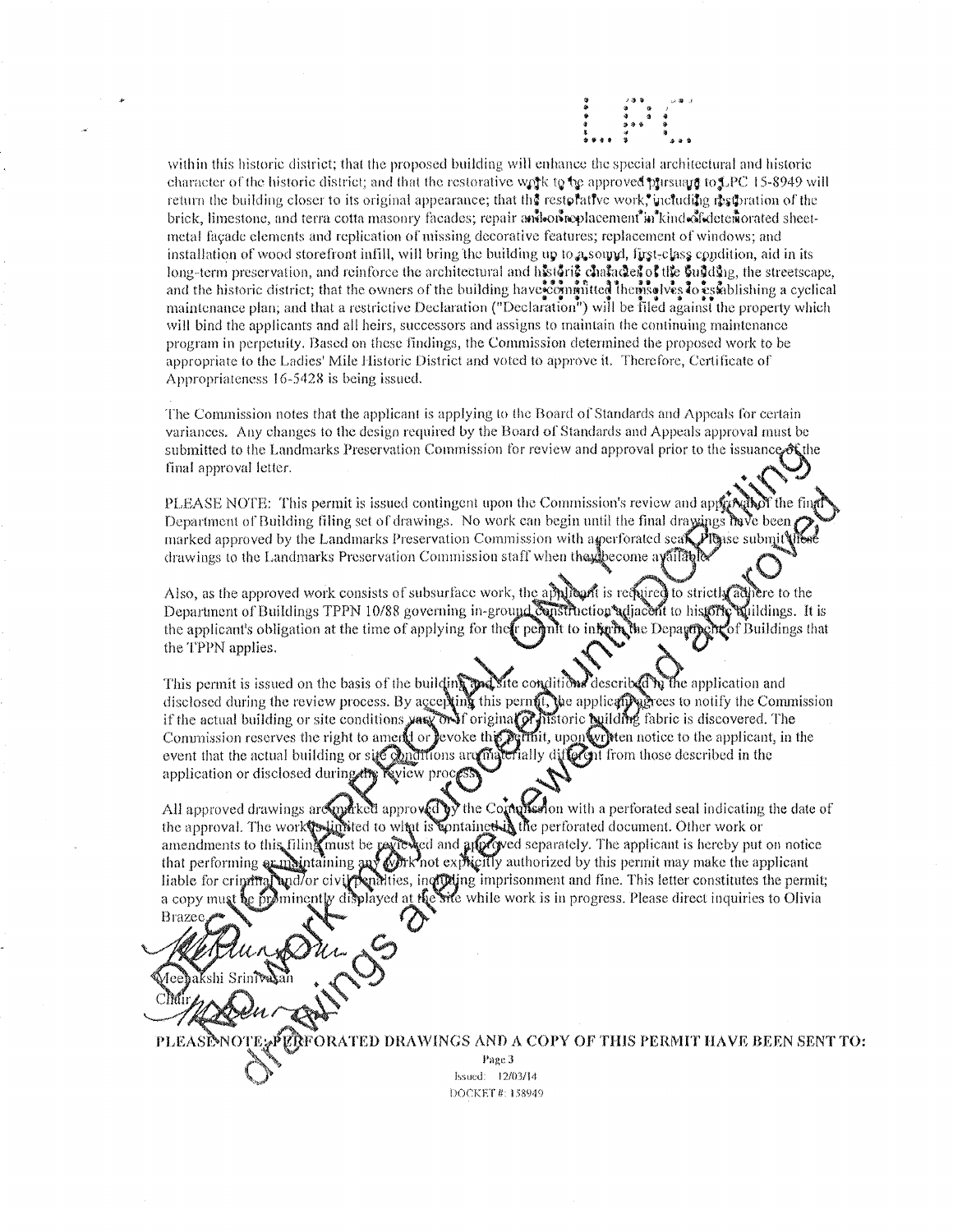within this historic district; that the proposed building will enhance the special architectural and historic character of the historic district; and that the restorative work to be approved pursuant to LPC 15-8949 will return the building closer to its original appearance; that the restorative work, including restoration of the brick, limestone, and terra cotta masonry facades; repair and/or replacement in kind of deteriorated sheet-metal façade elements and replication of missing decorative features; replacement of windows; and installation of wood storefront infill, will bring the building up to a sound, first-class condition, aid in its long-term preservation, and reinforce the architectural and historic character of the building, the streetscape, and the historic district; that the owners of the building have committed themselves to establishing a cyclical maintenance plan; and that a restrictive Declaration ("Declaration") will be filed against the property which will bind the applicants and all heirs, successors and assigns to maintain the continuing maintenance program in perpetuity. Based on these findings, the Commission determined the proposed work to be appropriate to the Ladies' Mile Historic District and voted to approve it. Therefore, Certificate of Appropriateness 16-5428 is being issued.

The Commission notes that the applicant is applying to the Board of Standards and Appeals for certain variances. Any changes to the design required by the Board of Standards and Appeals approval must be submitted to the Landmarks Preservation Commission for review and approval prior to the issuance of the final approval letter.

PLEASE NOTE: This permit is issued contingent upon the Commission's review and approval of the final Department of Building filing set of drawings. No work can begin until the final drawings have been marked approved by the Landmarks Preservation Commission with a perforated seal. Please submit these drawings to the Landmarks Preservation Commission staff when they become available.

Also, as the approved work consists of subsurface work, the applicant is required to strictly adhere to the Department of Buildings TPPN 10/88 governing in-ground construction adjacent to historic buildings. It is the applicant's obligation at the time of applying for their permit to inform the Department of Buildings that the TPPN applies.

This permit is issued on the basis of the building and site conditions described in the application and disclosed during the review process. By accepting this permit, the applicant agrees to notify the Commission if the actual building or site conditions vary or if original or historic building fabric is discovered. The Commission reserves the right to amend or revoke this permit, upon written notice to the applicant, in the event that the actual building or site conditions are materially different from those described in the application or disclosed during the review process.

All approved drawings are marked approved by the Commission with a perforated seal indicating the date of the approval. The work is limited to what is contained in the perforated document. Other work or amendments to this filing must be reviewed and approved separately. The applicant is hereby put on notice that performing or maintaining any work not explicitly authorized by this permit may make the applicant liable for criminal and/or civil penalties, including imprisonment and fine. This letter constitutes the permit; a copy must be prominently displayed at the site while work is in progress. Please direct inquiries to Olivia Brazee.

Meenakshi Srinivasan
Chair

PLEASE NOTE: PERFORATED DRAWINGS AND A COPY OF THIS PERMIT HAVE BEEN SENT TO:

Issued: 12/03/14
DOCKET #: 158949

DESIGN APPROVAL ONLY for DOB filing
No work may proceed until DOB filing drawings are reviewed and approved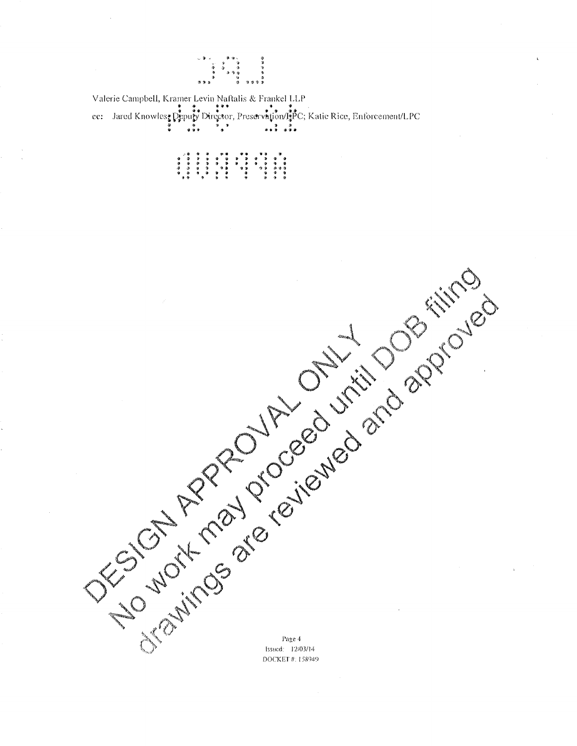Valerie Campbell, Kramer Levin Naftalis & Frankel LLP

cc: Jared Knowles, Deputy Director, Preservation/LPC; Katie Rice, Enforcement/LPC

DESIGN APPROVAL ONLY
No work may proceed until DOB filing drawings are reviewed and approved

Issued: 12/03/14
DOCKET #: 158949